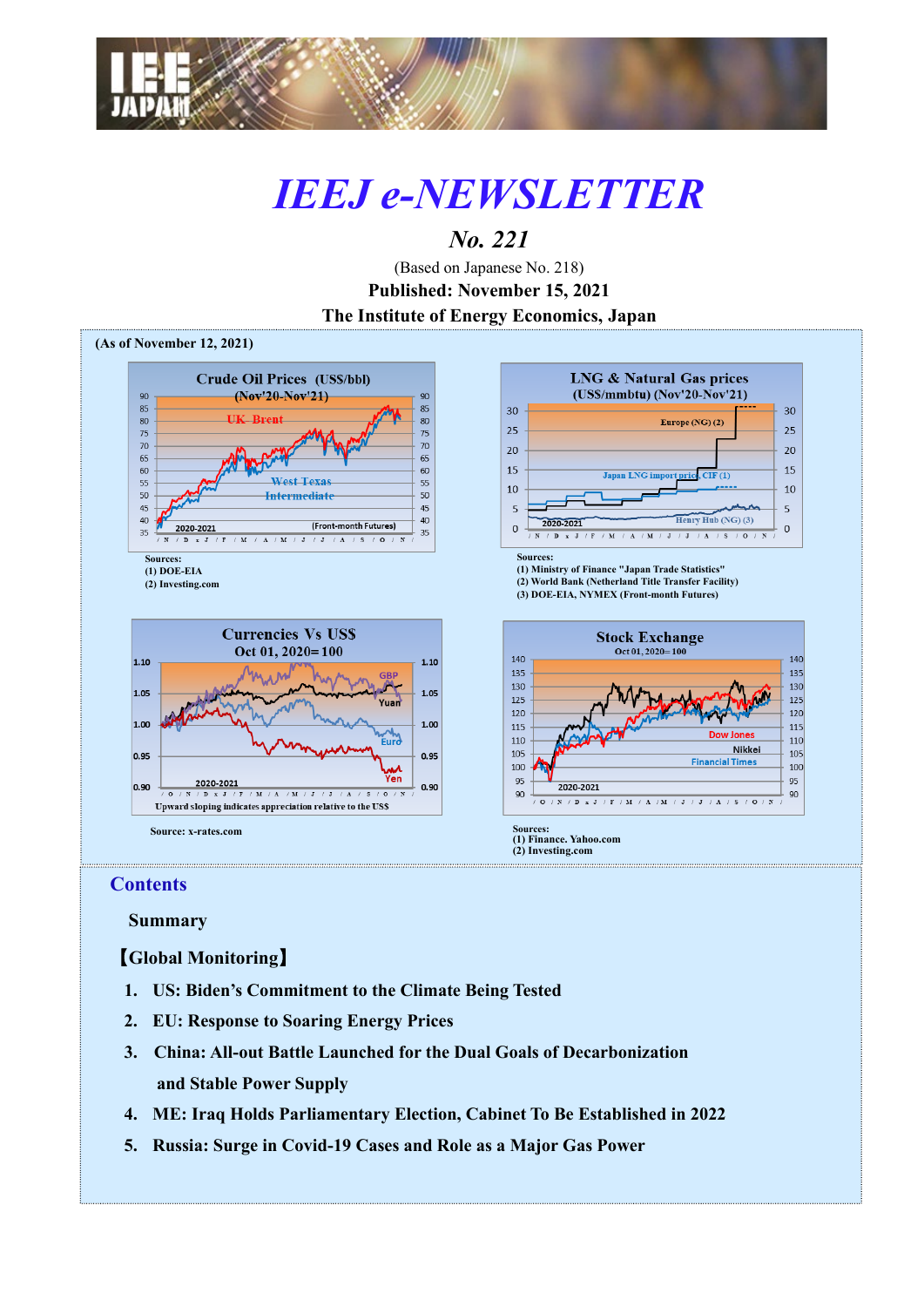# *IEEJ e-NEWSLETTER*

## *No. 221*

(Based on Japanese No. 218)

**Published: November 15, 2021**

**The Institute of Energy Economics, Japan**

**(As of November 12, 2021)**

**Crude Oil Prices (US$/bbl) (Nov'20-Nov'21)**

Sources:
(1) DOE-EIA
(2) Investing.com

**LNG & Natural Gas prices (US$/mmbtu) (Nov'20-Nov'21)**

Sources:
(1) Ministry of Finance "Japan Trade Statistics"
(2) World Bank (Netherland Title Transfer Facility)
(3) DOE-EIA, NYMEX (Front-month Futures)

**Currencies Vs US$ Oct 01, 2020=100**

Upward sloping indicates appreciation relative to the US$

Source: x-rates.com

**Stock Exchange Oct 01, 2020=100**

Sources:
(1) Finance. Yahoo.com
(2) Investing.com

## Contents

**Summary**

**【Global Monitoring】**

1. **US: Biden's Commitment to the Climate Being Tested**
2. **EU: Response to Soaring Energy Prices**
3. **China: All-out Battle Launched for the Dual Goals of Decarbonization and Stable Power Supply**
4. **ME: Iraq Holds Parliamentary Election, Cabinet To Be Established in 2022**
5. **Russia: Surge in Covid-19 Cases and Role as a Major Gas Power**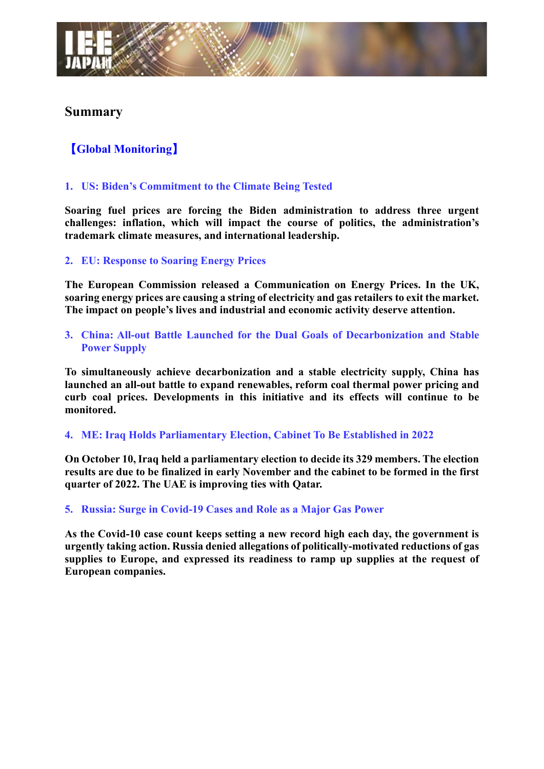## Summary

### 【Global Monitoring】

1. **US: Biden's Commitment to the Climate Being Tested**

**Soaring fuel prices are forcing the Biden administration to address three urgent challenges: inflation, which will impact the course of politics, the administration's trademark climate measures, and international leadership.**

2. **EU: Response to Soaring Energy Prices**

**The European Commission released a Communication on Energy Prices. In the UK, soaring energy prices are causing a string of electricity and gas retailers to exit the market. The impact on people's lives and industrial and economic activity deserve attention.**

3. **China: All-out Battle Launched for the Dual Goals of Decarbonization and Stable Power Supply**

**To simultaneously achieve decarbonization and a stable electricity supply, China has launched an all-out battle to expand renewables, reform coal thermal power pricing and curb coal prices. Developments in this initiative and its effects will continue to be monitored.**

4. **ME: Iraq Holds Parliamentary Election, Cabinet To Be Established in 2022**

**On October 10, Iraq held a parliamentary election to decide its 329 members. The election results are due to be finalized in early November and the cabinet to be formed in the first quarter of 2022. The UAE is improving ties with Qatar.**

5. **Russia: Surge in Covid-19 Cases and Role as a Major Gas Power**

**As the Covid-10 case count keeps setting a new record high each day, the government is urgently taking action. Russia denied allegations of politically-motivated reductions of gas supplies to Europe, and expressed its readiness to ramp up supplies at the request of European companies.**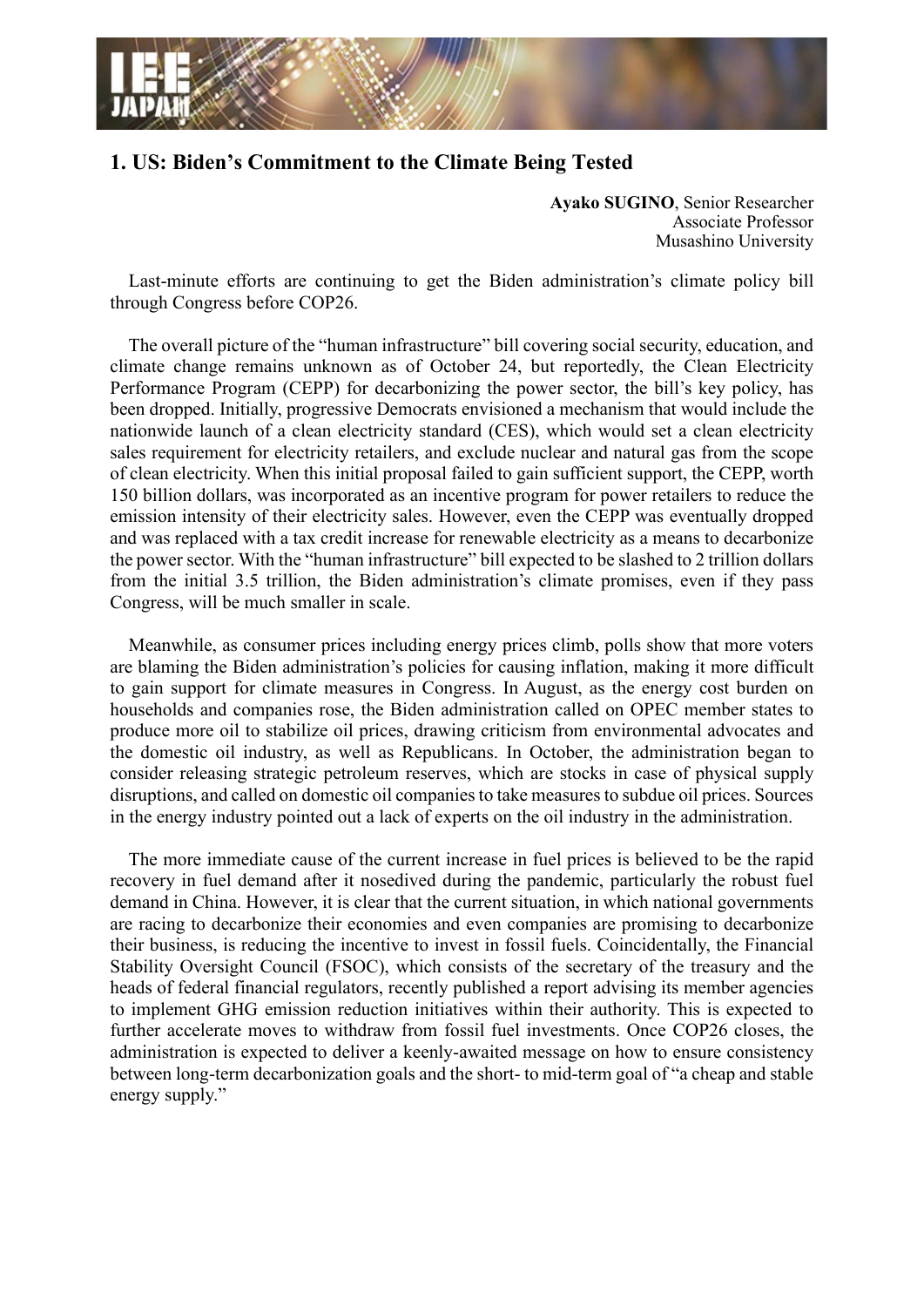## 1. US: Biden's Commitment to the Climate Being Tested

**Ayako SUGINO**, Senior Researcher
Associate Professor
Musashino University

Last-minute efforts are continuing to get the Biden administration's climate policy bill through Congress before COP26.

The overall picture of the "human infrastructure" bill covering social security, education, and climate change remains unknown as of October 24, but reportedly, the Clean Electricity Performance Program (CEPP) for decarbonizing the power sector, the bill's key policy, has been dropped. Initially, progressive Democrats envisioned a mechanism that would include the nationwide launch of a clean electricity standard (CES), which would set a clean electricity sales requirement for electricity retailers, and exclude nuclear and natural gas from the scope of clean electricity. When this initial proposal failed to gain sufficient support, the CEPP, worth 150 billion dollars, was incorporated as an incentive program for power retailers to reduce the emission intensity of their electricity sales. However, even the CEPP was eventually dropped and was replaced with a tax credit increase for renewable electricity as a means to decarbonize the power sector. With the "human infrastructure" bill expected to be slashed to 2 trillion dollars from the initial 3.5 trillion, the Biden administration's climate promises, even if they pass Congress, will be much smaller in scale.

Meanwhile, as consumer prices including energy prices climb, polls show that more voters are blaming the Biden administration's policies for causing inflation, making it more difficult to gain support for climate measures in Congress. In August, as the energy cost burden on households and companies rose, the Biden administration called on OPEC member states to produce more oil to stabilize oil prices, drawing criticism from environmental advocates and the domestic oil industry, as well as Republicans. In October, the administration began to consider releasing strategic petroleum reserves, which are stocks in case of physical supply disruptions, and called on domestic oil companies to take measures to subdue oil prices. Sources in the energy industry pointed out a lack of experts on the oil industry in the administration.

The more immediate cause of the current increase in fuel prices is believed to be the rapid recovery in fuel demand after it nosedived during the pandemic, particularly the robust fuel demand in China. However, it is clear that the current situation, in which national governments are racing to decarbonize their economies and even companies are promising to decarbonize their business, is reducing the incentive to invest in fossil fuels. Coincidentally, the Financial Stability Oversight Council (FSOC), which consists of the secretary of the treasury and the heads of federal financial regulators, recently published a report advising its member agencies to implement GHG emission reduction initiatives within their authority. This is expected to further accelerate moves to withdraw from fossil fuel investments. Once COP26 closes, the administration is expected to deliver a keenly-awaited message on how to ensure consistency between long-term decarbonization goals and the short- to mid-term goal of "a cheap and stable energy supply."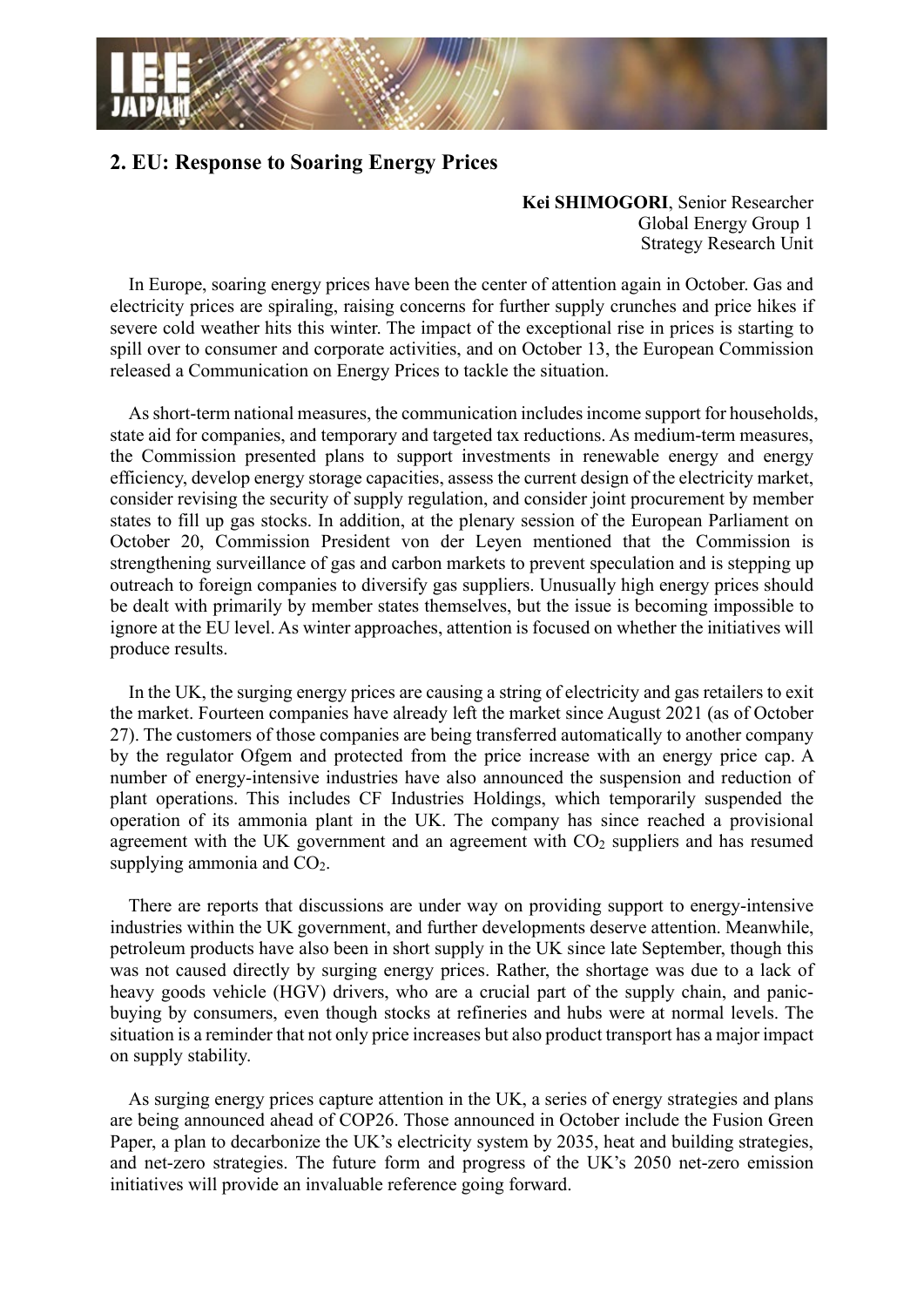## 2. EU: Response to Soaring Energy Prices

**Kei SHIMOGORI**, Senior Researcher
Global Energy Group 1
Strategy Research Unit

In Europe, soaring energy prices have been the center of attention again in October. Gas and electricity prices are spiraling, raising concerns for further supply crunches and price hikes if severe cold weather hits this winter. The impact of the exceptional rise in prices is starting to spill over to consumer and corporate activities, and on October 13, the European Commission released a Communication on Energy Prices to tackle the situation.

As short-term national measures, the communication includes income support for households, state aid for companies, and temporary and targeted tax reductions. As medium-term measures, the Commission presented plans to support investments in renewable energy and energy efficiency, develop energy storage capacities, assess the current design of the electricity market, consider revising the security of supply regulation, and consider joint procurement by member states to fill up gas stocks. In addition, at the plenary session of the European Parliament on October 20, Commission President von der Leyen mentioned that the Commission is strengthening surveillance of gas and carbon markets to prevent speculation and is stepping up outreach to foreign companies to diversify gas suppliers. Unusually high energy prices should be dealt with primarily by member states themselves, but the issue is becoming impossible to ignore at the EU level. As winter approaches, attention is focused on whether the initiatives will produce results.

In the UK, the surging energy prices are causing a string of electricity and gas retailers to exit the market. Fourteen companies have already left the market since August 2021 (as of October 27). The customers of those companies are being transferred automatically to another company by the regulator Ofgem and protected from the price increase with an energy price cap. A number of energy-intensive industries have also announced the suspension and reduction of plant operations. This includes CF Industries Holdings, which temporarily suspended the operation of its ammonia plant in the UK. The company has since reached a provisional agreement with the UK government and an agreement with $CO_2$ suppliers and has resumed supplying ammonia and $CO_2$.

There are reports that discussions are under way on providing support to energy-intensive industries within the UK government, and further developments deserve attention. Meanwhile, petroleum products have also been in short supply in the UK since late September, though this was not caused directly by surging energy prices. Rather, the shortage was due to a lack of heavy goods vehicle (HGV) drivers, who are a crucial part of the supply chain, and panic-buying by consumers, even though stocks at refineries and hubs were at normal levels. The situation is a reminder that not only price increases but also product transport has a major impact on supply stability.

As surging energy prices capture attention in the UK, a series of energy strategies and plans are being announced ahead of COP26. Those announced in October include the Fusion Green Paper, a plan to decarbonize the UK's electricity system by 2035, heat and building strategies, and net-zero strategies. The future form and progress of the UK's 2050 net-zero emission initiatives will provide an invaluable reference going forward.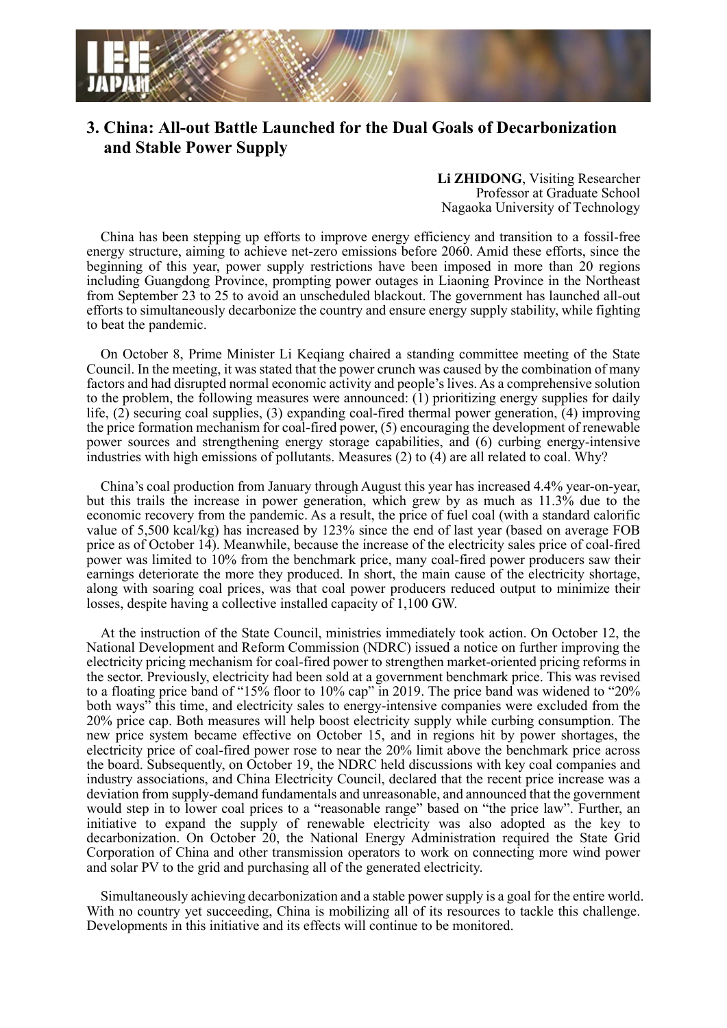## 3. China: All-out Battle Launched for the Dual Goals of Decarbonization and Stable Power Supply

**Li ZHIDONG**, Visiting Researcher
Professor at Graduate School
Nagaoka University of Technology

China has been stepping up efforts to improve energy efficiency and transition to a fossil-free energy structure, aiming to achieve net-zero emissions before 2060. Amid these efforts, since the beginning of this year, power supply restrictions have been imposed in more than 20 regions including Guangdong Province, prompting power outages in Liaoning Province in the Northeast from September 23 to 25 to avoid an unscheduled blackout. The government has launched all-out efforts to simultaneously decarbonize the country and ensure energy supply stability, while fighting to beat the pandemic.

On October 8, Prime Minister Li Keqiang chaired a standing committee meeting of the State Council. In the meeting, it was stated that the power crunch was caused by the combination of many factors and had disrupted normal economic activity and people's lives. As a comprehensive solution to the problem, the following measures were announced: (1) prioritizing energy supplies for daily life, (2) securing coal supplies, (3) expanding coal-fired thermal power generation, (4) improving the price formation mechanism for coal-fired power, (5) encouraging the development of renewable power sources and strengthening energy storage capabilities, and (6) curbing energy-intensive industries with high emissions of pollutants. Measures (2) to (4) are all related to coal. Why?

China's coal production from January through August this year has increased 4.4% year-on-year, but this trails the increase in power generation, which grew by as much as 11.3% due to the economic recovery from the pandemic. As a result, the price of fuel coal (with a standard calorific value of 5,500 kcal/kg) has increased by 123% since the end of last year (based on average FOB price as of October 14). Meanwhile, because the increase of the electricity sales price of coal-fired power was limited to 10% from the benchmark price, many coal-fired power producers saw their earnings deteriorate the more they produced. In short, the main cause of the electricity shortage, along with soaring coal prices, was that coal power producers reduced output to minimize their losses, despite having a collective installed capacity of 1,100 GW.

At the instruction of the State Council, ministries immediately took action. On October 12, the National Development and Reform Commission (NDRC) issued a notice on further improving the electricity pricing mechanism for coal-fired power to strengthen market-oriented pricing reforms in the sector. Previously, electricity had been sold at a government benchmark price. This was revised to a floating price band of "15% floor to 10% cap" in 2019. The price band was widened to "20% both ways" this time, and electricity sales to energy-intensive companies were excluded from the 20% price cap. Both measures will help boost electricity supply while curbing consumption. The new price system became effective on October 15, and in regions hit by power shortages, the electricity price of coal-fired power rose to near the 20% limit above the benchmark price across the board. Subsequently, on October 19, the NDRC held discussions with key coal companies and industry associations, and China Electricity Council, declared that the recent price increase was a deviation from supply-demand fundamentals and unreasonable, and announced that the government would step in to lower coal prices to a "reasonable range" based on "the price law". Further, an initiative to expand the supply of renewable electricity was also adopted as the key to decarbonization. On October 20, the National Energy Administration required the State Grid Corporation of China and other transmission operators to work on connecting more wind power and solar PV to the grid and purchasing all of the generated electricity.

Simultaneously achieving decarbonization and a stable power supply is a goal for the entire world. With no country yet succeeding, China is mobilizing all of its resources to tackle this challenge. Developments in this initiative and its effects will continue to be monitored.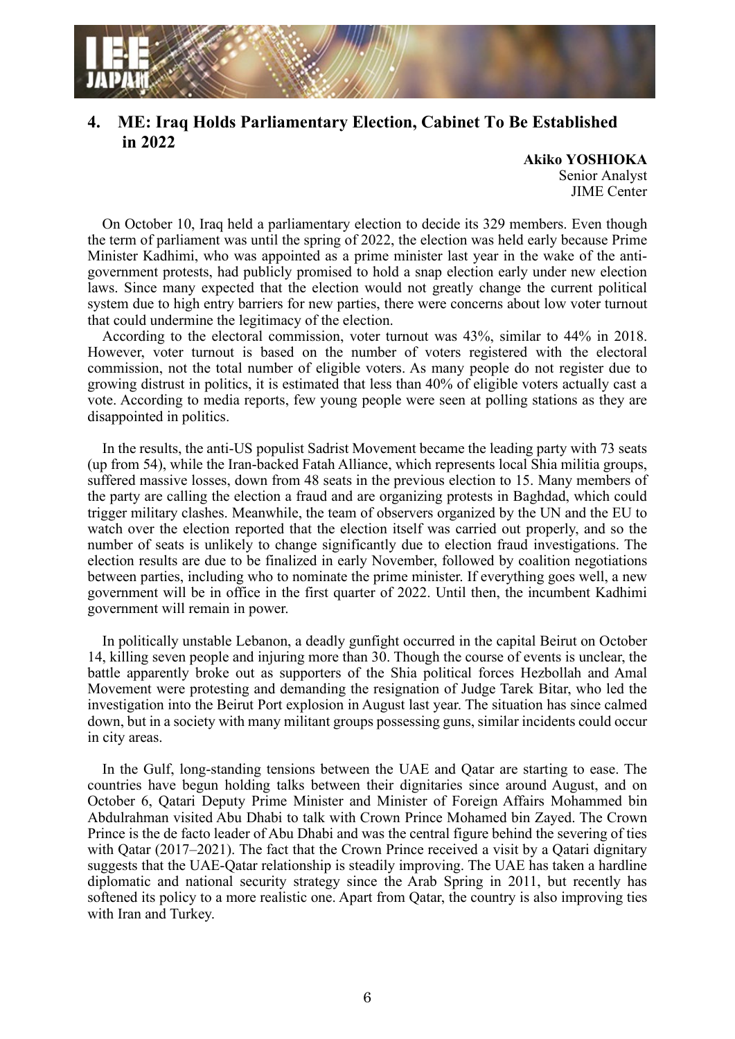## 4. ME: Iraq Holds Parliamentary Election, Cabinet To Be Established in 2022

**Akiko YOSHIOKA**
Senior Analyst
JIME Center

On October 10, Iraq held a parliamentary election to decide its 329 members. Even though the term of parliament was until the spring of 2022, the election was held early because Prime Minister Kadhimi, who was appointed as a prime minister last year in the wake of the anti-government protests, had publicly promised to hold a snap election early under new election laws. Since many expected that the election would not greatly change the current political system due to high entry barriers for new parties, there were concerns about low voter turnout that could undermine the legitimacy of the election.

According to the electoral commission, voter turnout was 43%, similar to 44% in 2018. However, voter turnout is based on the number of voters registered with the electoral commission, not the total number of eligible voters. As many people do not register due to growing distrust in politics, it is estimated that less than 40% of eligible voters actually cast a vote. According to media reports, few young people were seen at polling stations as they are disappointed in politics.

In the results, the anti-US populist Sadrist Movement became the leading party with 73 seats (up from 54), while the Iran-backed Fatah Alliance, which represents local Shia militia groups, suffered massive losses, down from 48 seats in the previous election to 15. Many members of the party are calling the election a fraud and are organizing protests in Baghdad, which could trigger military clashes. Meanwhile, the team of observers organized by the UN and the EU to watch over the election reported that the election itself was carried out properly, and so the number of seats is unlikely to change significantly due to election fraud investigations. The election results are due to be finalized in early November, followed by coalition negotiations between parties, including who to nominate the prime minister. If everything goes well, a new government will be in office in the first quarter of 2022. Until then, the incumbent Kadhimi government will remain in power.

In politically unstable Lebanon, a deadly gunfight occurred in the capital Beirut on October 14, killing seven people and injuring more than 30. Though the course of events is unclear, the battle apparently broke out as supporters of the Shia political forces Hezbollah and Amal Movement were protesting and demanding the resignation of Judge Tarek Bitar, who led the investigation into the Beirut Port explosion in August last year. The situation has since calmed down, but in a society with many militant groups possessing guns, similar incidents could occur in city areas.

In the Gulf, long-standing tensions between the UAE and Qatar are starting to ease. The countries have begun holding talks between their dignitaries since around August, and on October 6, Qatari Deputy Prime Minister and Minister of Foreign Affairs Mohammed bin Abdulrahman visited Abu Dhabi to talk with Crown Prince Mohamed bin Zayed. The Crown Prince is the de facto leader of Abu Dhabi and was the central figure behind the severing of ties with Qatar (2017–2021). The fact that the Crown Prince received a visit by a Qatari dignitary suggests that the UAE-Qatar relationship is steadily improving. The UAE has taken a hardline diplomatic and national security strategy since the Arab Spring in 2011, but recently has softened its policy to a more realistic one. Apart from Qatar, the country is also improving ties with Iran and Turkey.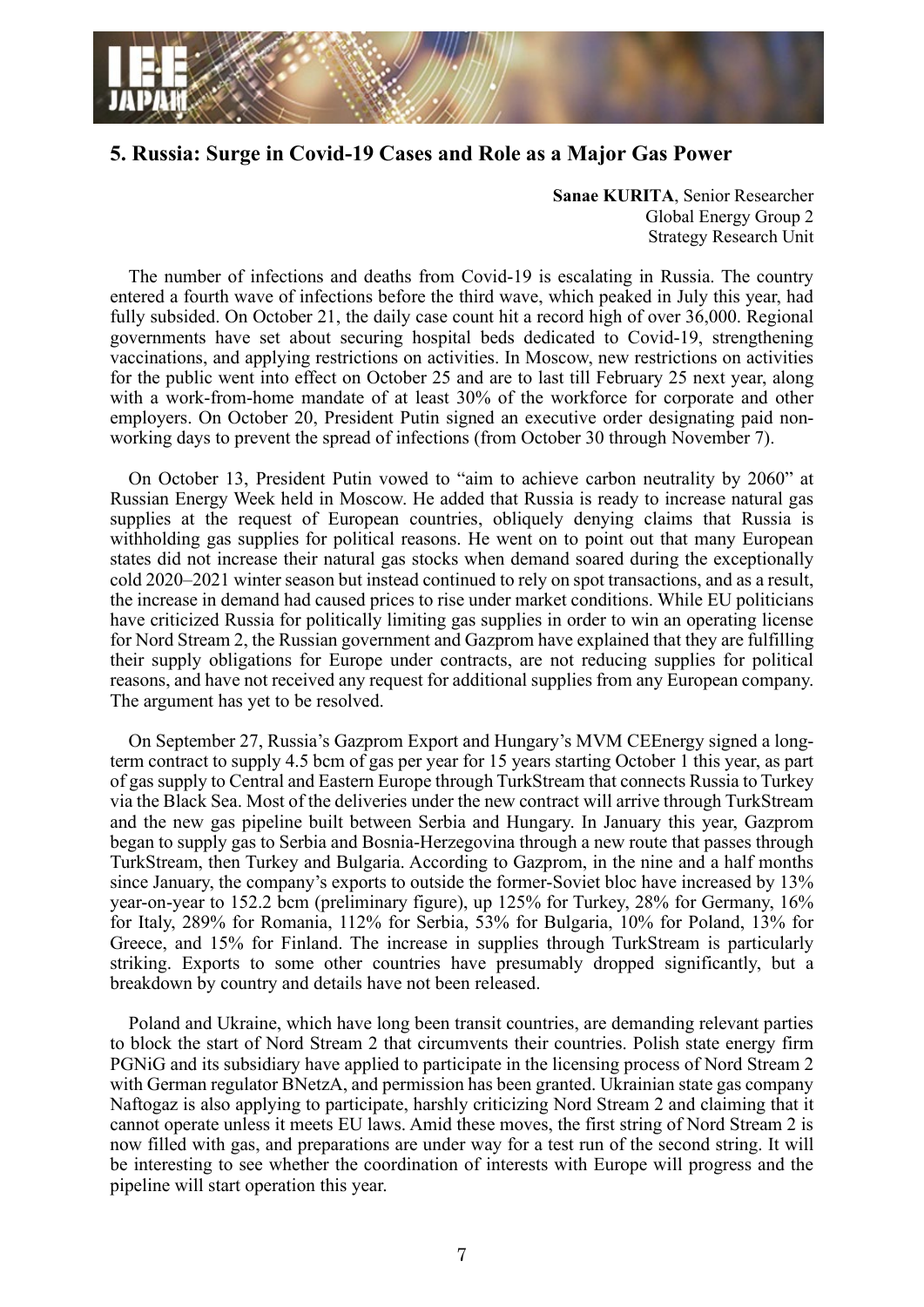## 5. Russia: Surge in Covid-19 Cases and Role as a Major Gas Power

**Sanae KURITA**, Senior Researcher
Global Energy Group 2
Strategy Research Unit

The number of infections and deaths from Covid-19 is escalating in Russia. The country entered a fourth wave of infections before the third wave, which peaked in July this year, had fully subsided. On October 21, the daily case count hit a record high of over 36,000. Regional governments have set about securing hospital beds dedicated to Covid-19, strengthening vaccinations, and applying restrictions on activities. In Moscow, new restrictions on activities for the public went into effect on October 25 and are to last till February 25 next year, along with a work-from-home mandate of at least 30% of the workforce for corporate and other employers. On October 20, President Putin signed an executive order designating paid non-working days to prevent the spread of infections (from October 30 through November 7).

On October 13, President Putin vowed to "aim to achieve carbon neutrality by 2060" at Russian Energy Week held in Moscow. He added that Russia is ready to increase natural gas supplies at the request of European countries, obliquely denying claims that Russia is withholding gas supplies for political reasons. He went on to point out that many European states did not increase their natural gas stocks when demand soared during the exceptionally cold 2020–2021 winter season but instead continued to rely on spot transactions, and as a result, the increase in demand had caused prices to rise under market conditions. While EU politicians have criticized Russia for politically limiting gas supplies in order to win an operating license for Nord Stream 2, the Russian government and Gazprom have explained that they are fulfilling their supply obligations for Europe under contracts, are not reducing supplies for political reasons, and have not received any request for additional supplies from any European company. The argument has yet to be resolved.

On September 27, Russia's Gazprom Export and Hungary's MVM CEEnergy signed a long-term contract to supply 4.5 bcm of gas per year for 15 years starting October 1 this year, as part of gas supply to Central and Eastern Europe through TurkStream that connects Russia to Turkey via the Black Sea. Most of the deliveries under the new contract will arrive through TurkStream and the new gas pipeline built between Serbia and Hungary. In January this year, Gazprom began to supply gas to Serbia and Bosnia-Herzegovina through a new route that passes through TurkStream, then Turkey and Bulgaria. According to Gazprom, in the nine and a half months since January, the company's exports to outside the former-Soviet bloc have increased by 13% year-on-year to 152.2 bcm (preliminary figure), up 125% for Turkey, 28% for Germany, 16% for Italy, 289% for Romania, 112% for Serbia, 53% for Bulgaria, 10% for Poland, 13% for Greece, and 15% for Finland. The increase in supplies through TurkStream is particularly striking. Exports to some other countries have presumably dropped significantly, but a breakdown by country and details have not been released.

Poland and Ukraine, which have long been transit countries, are demanding relevant parties to block the start of Nord Stream 2 that circumvents their countries. Polish state energy firm PGNiG and its subsidiary have applied to participate in the licensing process of Nord Stream 2 with German regulator BNetzA, and permission has been granted. Ukrainian state gas company Naftogaz is also applying to participate, harshly criticizing Nord Stream 2 and claiming that it cannot operate unless it meets EU laws. Amid these moves, the first string of Nord Stream 2 is now filled with gas, and preparations are under way for a test run of the second string. It will be interesting to see whether the coordination of interests with Europe will progress and the pipeline will start operation this year.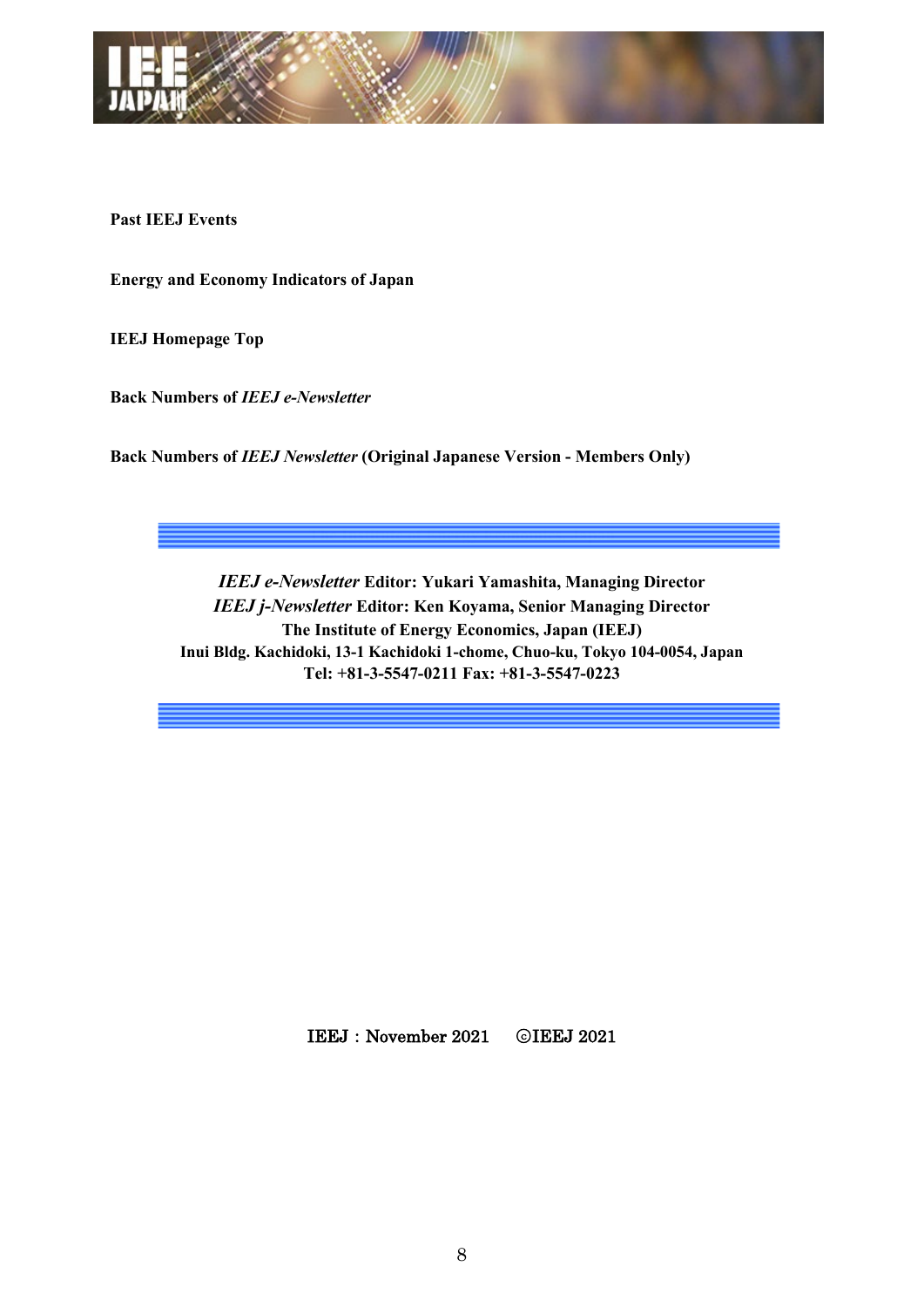**Past IEEJ Events**

**Energy and Economy Indicators of Japan**

**IEEJ Homepage Top**

**Back Numbers of *IEEJ e-Newsletter***

**Back Numbers of *IEEJ Newsletter* (Original Japanese Version - Members Only)**

***IEEJ e-Newsletter* Editor: Yukari Yamashita, Managing Director**
***IEEJ j-Newsletter* Editor: Ken Koyama, Senior Managing Director**
**The Institute of Energy Economics, Japan (IEEJ)**
**Inui Bldg. Kachidoki, 13-1 Kachidoki 1-chome, Chuo-ku, Tokyo 104-0054, Japan**
**Tel: +81-3-5547-0211 Fax: +81-3-5547-0223**